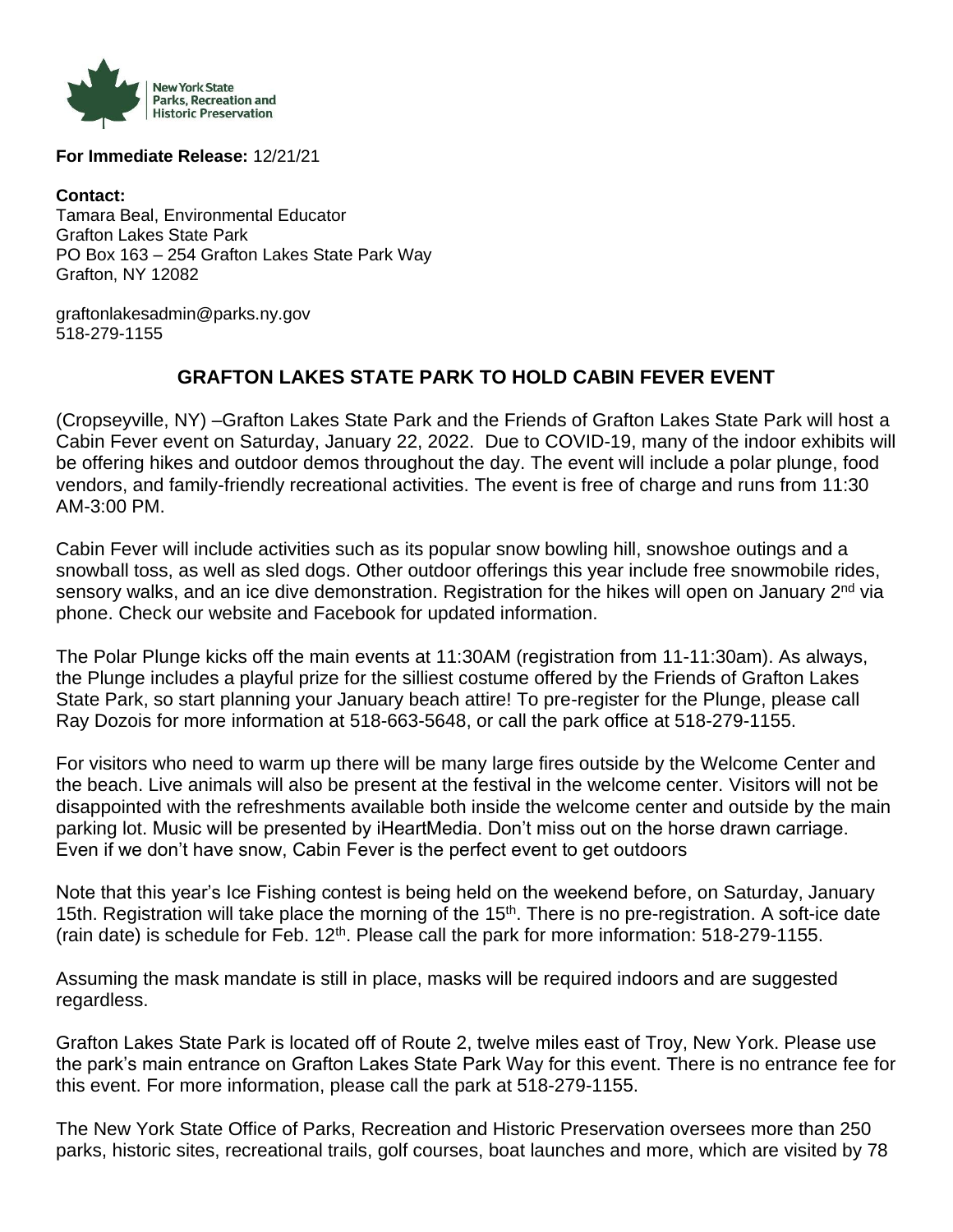New York State
Parks, Recreation and
Historic Preservation

**For Immediate Release:** 12/21/21

**Contact:**
Tamara Beal, Environmental Educator
Grafton Lakes State Park
PO Box 163 – 254 Grafton Lakes State Park Way
Grafton, NY 12082

graftonlakesadmin@parks.ny.gov
518-279-1155

## GRAFTON LAKES STATE PARK TO HOLD CABIN FEVER EVENT

(Cropseyville, NY) –Grafton Lakes State Park and the Friends of Grafton Lakes State Park will host a Cabin Fever event on Saturday, January 22, 2022. Due to COVID-19, many of the indoor exhibits will be offering hikes and outdoor demos throughout the day. The event will include a polar plunge, food vendors, and family-friendly recreational activities. The event is free of charge and runs from 11:30 AM-3:00 PM.

Cabin Fever will include activities such as its popular snow bowling hill, snowshoe outings and a snowball toss, as well as sled dogs. Other outdoor offerings this year include free snowmobile rides, sensory walks, and an ice dive demonstration. Registration for the hikes will open on January 2nd via phone. Check our website and Facebook for updated information.

The Polar Plunge kicks off the main events at 11:30AM (registration from 11-11:30am). As always, the Plunge includes a playful prize for the silliest costume offered by the Friends of Grafton Lakes State Park, so start planning your January beach attire! To pre-register for the Plunge, please call Ray Dozois for more information at 518-663-5648, or call the park office at 518-279-1155.

For visitors who need to warm up there will be many large fires outside by the Welcome Center and the beach. Live animals will also be present at the festival in the welcome center. Visitors will not be disappointed with the refreshments available both inside the welcome center and outside by the main parking lot. Music will be presented by iHeartMedia. Don't miss out on the horse drawn carriage. Even if we don't have snow, Cabin Fever is the perfect event to get outdoors

Note that this year's Ice Fishing contest is being held on the weekend before, on Saturday, January 15th. Registration will take place the morning of the 15th. There is no pre-registration. A soft-ice date (rain date) is schedule for Feb. 12th. Please call the park for more information: 518-279-1155.

Assuming the mask mandate is still in place, masks will be required indoors and are suggested regardless.

Grafton Lakes State Park is located off of Route 2, twelve miles east of Troy, New York. Please use the park's main entrance on Grafton Lakes State Park Way for this event. There is no entrance fee for this event. For more information, please call the park at 518-279-1155.

The New York State Office of Parks, Recreation and Historic Preservation oversees more than 250 parks, historic sites, recreational trails, golf courses, boat launches and more, which are visited by 78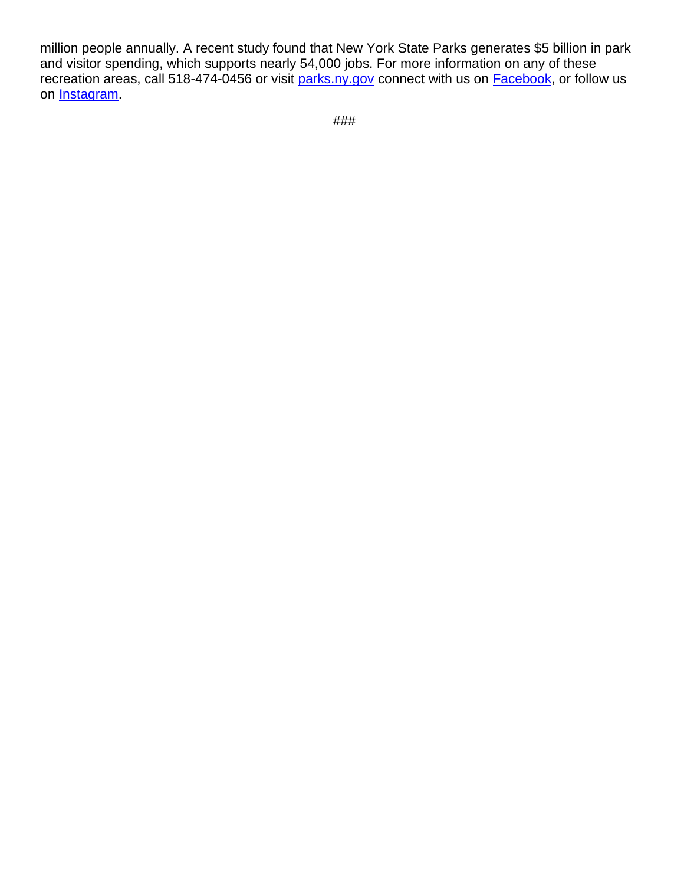million people annually. A recent study found that New York State Parks generates $5 billion in park and visitor spending, which supports nearly 54,000 jobs. For more information on any of these recreation areas, call 518-474-0456 or visit parks.ny.gov connect with us on Facebook, or follow us on Instagram.

###